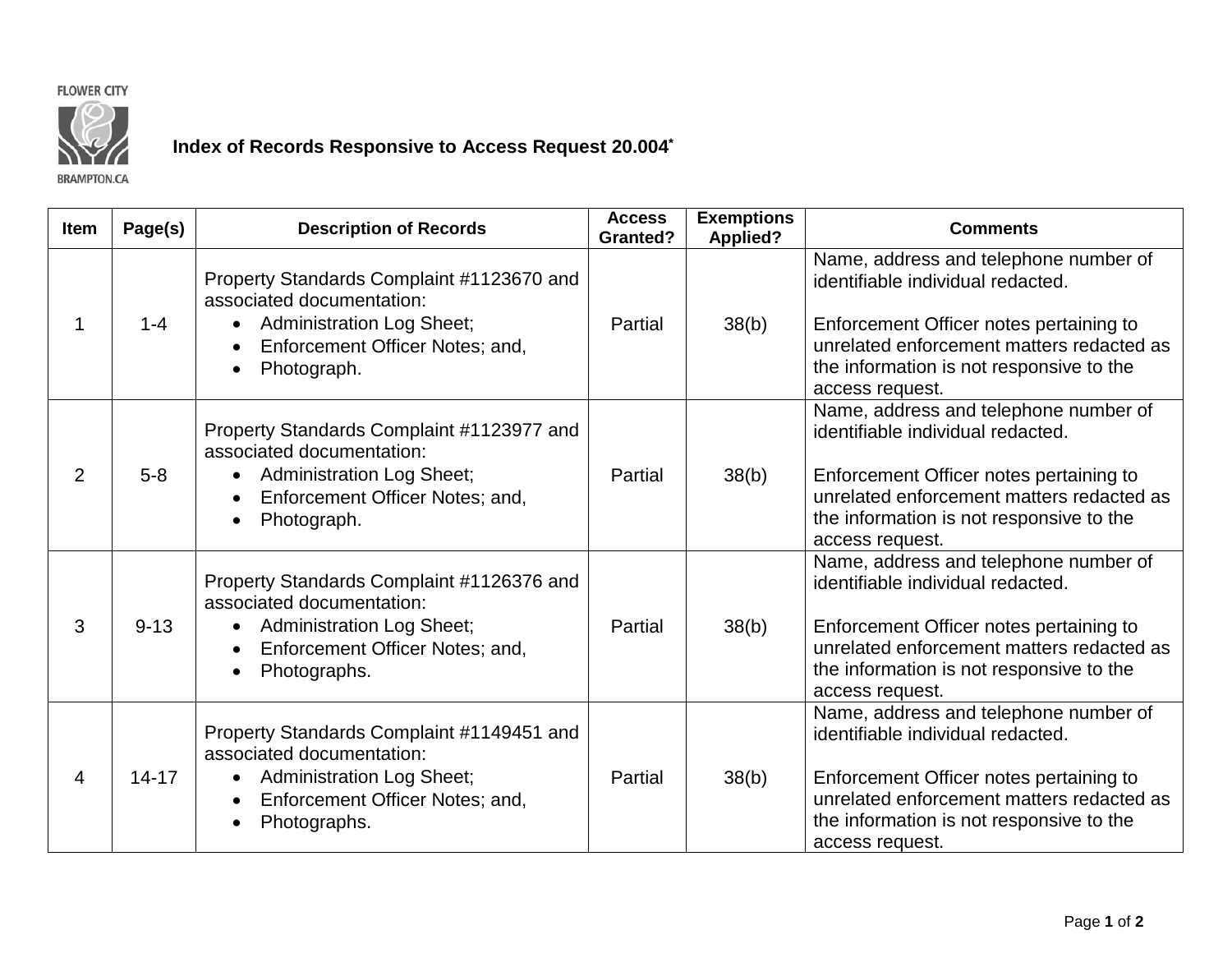FLOWER CITY

BRAMPTON.CA

# Index of Records Responsive to Access Request 20.004*

| Item | Page(s) | Description of Records | Access Granted? | Exemptions Applied? | Comments |
|---|---|---|---|---|---|
| 1 | 1-4 | Property Standards Complaint #1123670 and associated documentation:<br>• Administration Log Sheet;<br>• Enforcement Officer Notes; and,<br>• Photograph. | Partial | 38(b) | Name, address and telephone number of identifiable individual redacted.<br><br>Enforcement Officer notes pertaining to unrelated enforcement matters redacted as the information is not responsive to the access request. |
| 2 | 5-8 | Property Standards Complaint #1123977 and associated documentation:<br>• Administration Log Sheet;<br>• Enforcement Officer Notes; and,<br>• Photograph. | Partial | 38(b) | Name, address and telephone number of identifiable individual redacted.<br><br>Enforcement Officer notes pertaining to unrelated enforcement matters redacted as the information is not responsive to the access request. |
| 3 | 9-13 | Property Standards Complaint #1126376 and associated documentation:<br>• Administration Log Sheet;<br>• Enforcement Officer Notes; and,<br>• Photographs. | Partial | 38(b) | Name, address and telephone number of identifiable individual redacted.<br><br>Enforcement Officer notes pertaining to unrelated enforcement matters redacted as the information is not responsive to the access request. |
| 4 | 14-17 | Property Standards Complaint #1149451 and associated documentation:<br>• Administration Log Sheet;<br>• Enforcement Officer Notes; and,<br>• Photographs. | Partial | 38(b) | Name, address and telephone number of identifiable individual redacted.<br><br>Enforcement Officer notes pertaining to unrelated enforcement matters redacted as the information is not responsive to the access request. |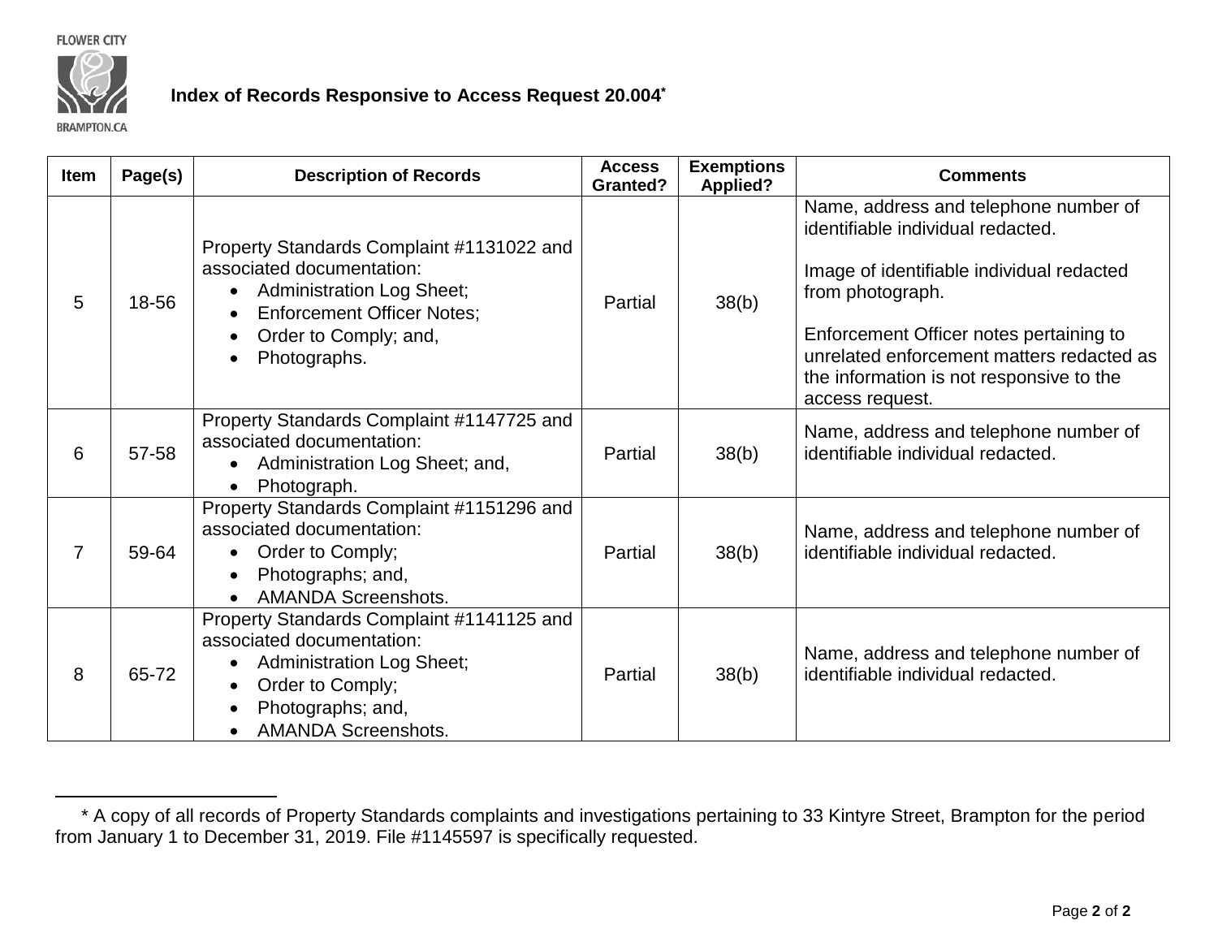FLOWER CITY

BRAMPTON.CA

**Index of Records Responsive to Access Request 20.004***

| Item | Page(s) | Description of Records | Access Granted? | Exemptions Applied? | Comments |
|---|---|---|---|---|---|
| 5 | 18-56 | Property Standards Complaint #1131022 and associated documentation:<br>• Administration Log Sheet;<br>• Enforcement Officer Notes;<br>• Order to Comply; and,<br>• Photographs. | Partial | 38(b) | Name, address and telephone number of identifiable individual redacted.<br><br>Image of identifiable individual redacted from photograph.<br><br>Enforcement Officer notes pertaining to unrelated enforcement matters redacted as the information is not responsive to the access request. |
| 6 | 57-58 | Property Standards Complaint #1147725 and associated documentation:<br>• Administration Log Sheet; and,<br>• Photograph. | Partial | 38(b) | Name, address and telephone number of identifiable individual redacted. |
| 7 | 59-64 | Property Standards Complaint #1151296 and associated documentation:<br>• Order to Comply;<br>• Photographs; and,<br>• AMANDA Screenshots. | Partial | 38(b) | Name, address and telephone number of identifiable individual redacted. |
| 8 | 65-72 | Property Standards Complaint #1141125 and associated documentation:<br>• Administration Log Sheet;<br>• Order to Comply;<br>• Photographs; and,<br>• AMANDA Screenshots. | Partial | 38(b) | Name, address and telephone number of identifiable individual redacted. |

---

* A copy of all records of Property Standards complaints and investigations pertaining to 33 Kintyre Street, Brampton for the period from January 1 to December 31, 2019. File #1145597 is specifically requested.